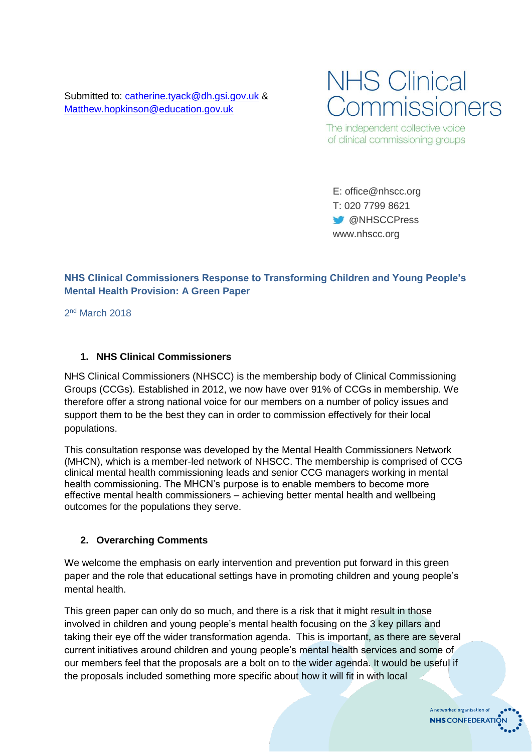Submitted to: catherine.tyack@dh.gsi.gov.uk & Matthew.hopkinson@education.gov.uk

NHS Clinical Commissioners

The independent collective voice of clinical commissioning groups

E: office@nhscc.org
T: 020 7799 8621
@NHSCCPress
www.nhscc.org

## NHS Clinical Commissioners Response to Transforming Children and Young People's Mental Health Provision: A Green Paper

2nd March 2018

### 1. NHS Clinical Commissioners

NHS Clinical Commissioners (NHSCC) is the membership body of Clinical Commissioning Groups (CCGs). Established in 2012, we now have over 91% of CCGs in membership. We therefore offer a strong national voice for our members on a number of policy issues and support them to be the best they can in order to commission effectively for their local populations.

This consultation response was developed by the Mental Health Commissioners Network (MHCN), which is a member-led network of NHSCC. The membership is comprised of CCG clinical mental health commissioning leads and senior CCG managers working in mental health commissioning. The MHCN's purpose is to enable members to become more effective mental health commissioners – achieving better mental health and wellbeing outcomes for the populations they serve.

### 2. Overarching Comments

We welcome the emphasis on early intervention and prevention put forward in this green paper and the role that educational settings have in promoting children and young people's mental health.

This green paper can only do so much, and there is a risk that it might result in those involved in children and young people's mental health focusing on the 3 key pillars and taking their eye off the wider transformation agenda. This is important, as there are several current initiatives around children and young people's mental health services and some of our members feel that the proposals are a bolt on to the wider agenda. It would be useful if the proposals included something more specific about how it will fit in with local

A networked organisation of NHS CONFEDERATION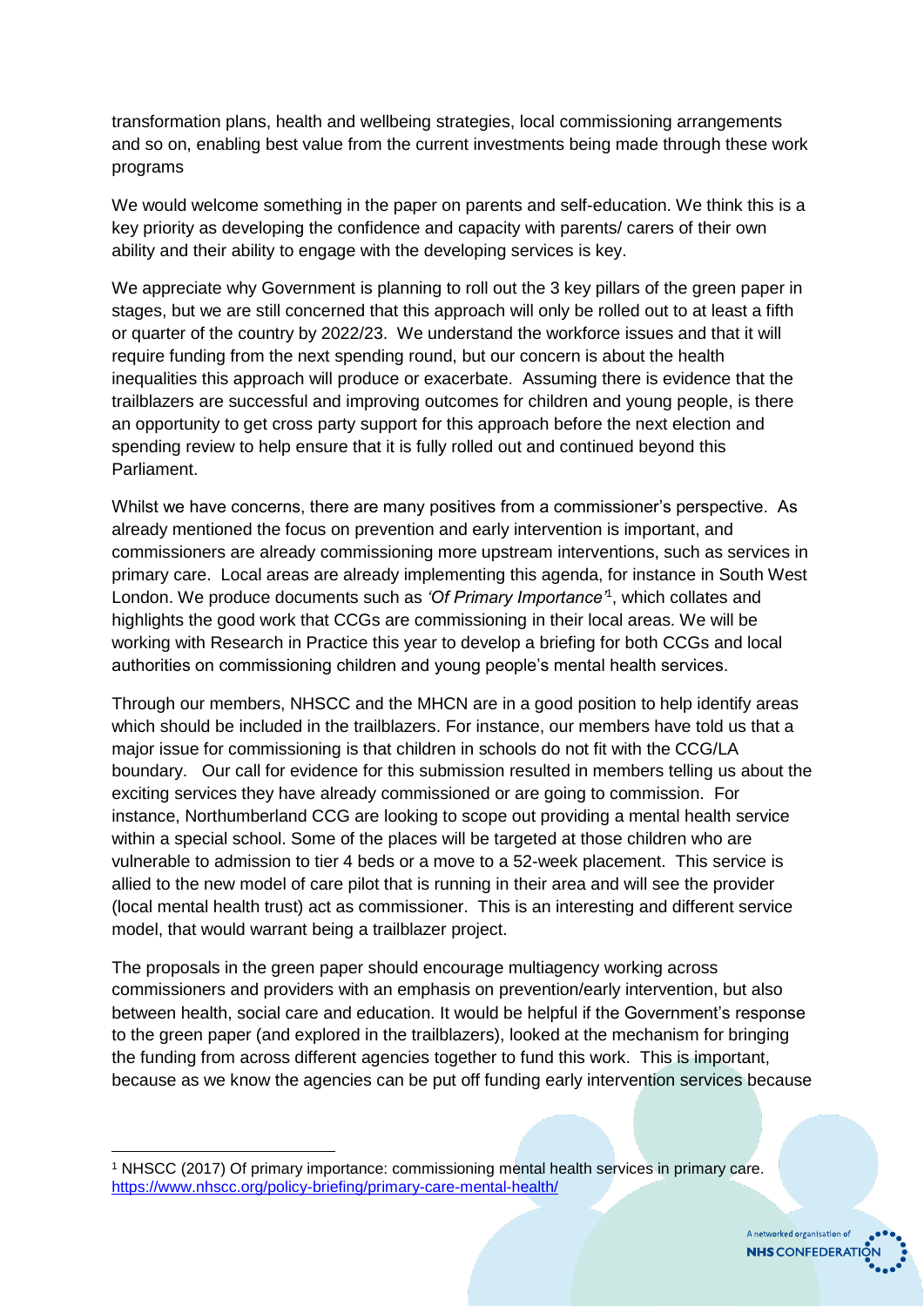transformation plans, health and wellbeing strategies, local commissioning arrangements and so on, enabling best value from the current investments being made through these work programs

We would welcome something in the paper on parents and self-education. We think this is a key priority as developing the confidence and capacity with parents/ carers of their own ability and their ability to engage with the developing services is key.

We appreciate why Government is planning to roll out the 3 key pillars of the green paper in stages, but we are still concerned that this approach will only be rolled out to at least a fifth or quarter of the country by 2022/23. We understand the workforce issues and that it will require funding from the next spending round, but our concern is about the health inequalities this approach will produce or exacerbate. Assuming there is evidence that the trailblazers are successful and improving outcomes for children and young people, is there an opportunity to get cross party support for this approach before the next election and spending review to help ensure that it is fully rolled out and continued beyond this Parliament.

Whilst we have concerns, there are many positives from a commissioner's perspective. As already mentioned the focus on prevention and early intervention is important, and commissioners are already commissioning more upstream interventions, such as services in primary care. Local areas are already implementing this agenda, for instance in South West London. We produce documents such as *'Of Primary Importance'*[1], which collates and highlights the good work that CCGs are commissioning in their local areas. We will be working with Research in Practice this year to develop a briefing for both CCGs and local authorities on commissioning children and young people's mental health services.

Through our members, NHSCC and the MHCN are in a good position to help identify areas which should be included in the trailblazers. For instance, our members have told us that a major issue for commissioning is that children in schools do not fit with the CCG/LA boundary. Our call for evidence for this submission resulted in members telling us about the exciting services they have already commissioned or are going to commission. For instance, Northumberland CCG are looking to scope out providing a mental health service within a special school. Some of the places will be targeted at those children who are vulnerable to admission to tier 4 beds or a move to a 52-week placement. This service is allied to the new model of care pilot that is running in their area and will see the provider (local mental health trust) act as commissioner. This is an interesting and different service model, that would warrant being a trailblazer project.

The proposals in the green paper should encourage multiagency working across commissioners and providers with an emphasis on prevention/early intervention, but also between health, social care and education. It would be helpful if the Government's response to the green paper (and explored in the trailblazers), looked at the mechanism for bringing the funding from across different agencies together to fund this work. This is important, because as we know the agencies can be put off funding early intervention services because

[1] NHSCC (2017) Of primary importance: commissioning mental health services in primary care. https://www.nhscc.org/policy-briefing/primary-care-mental-health/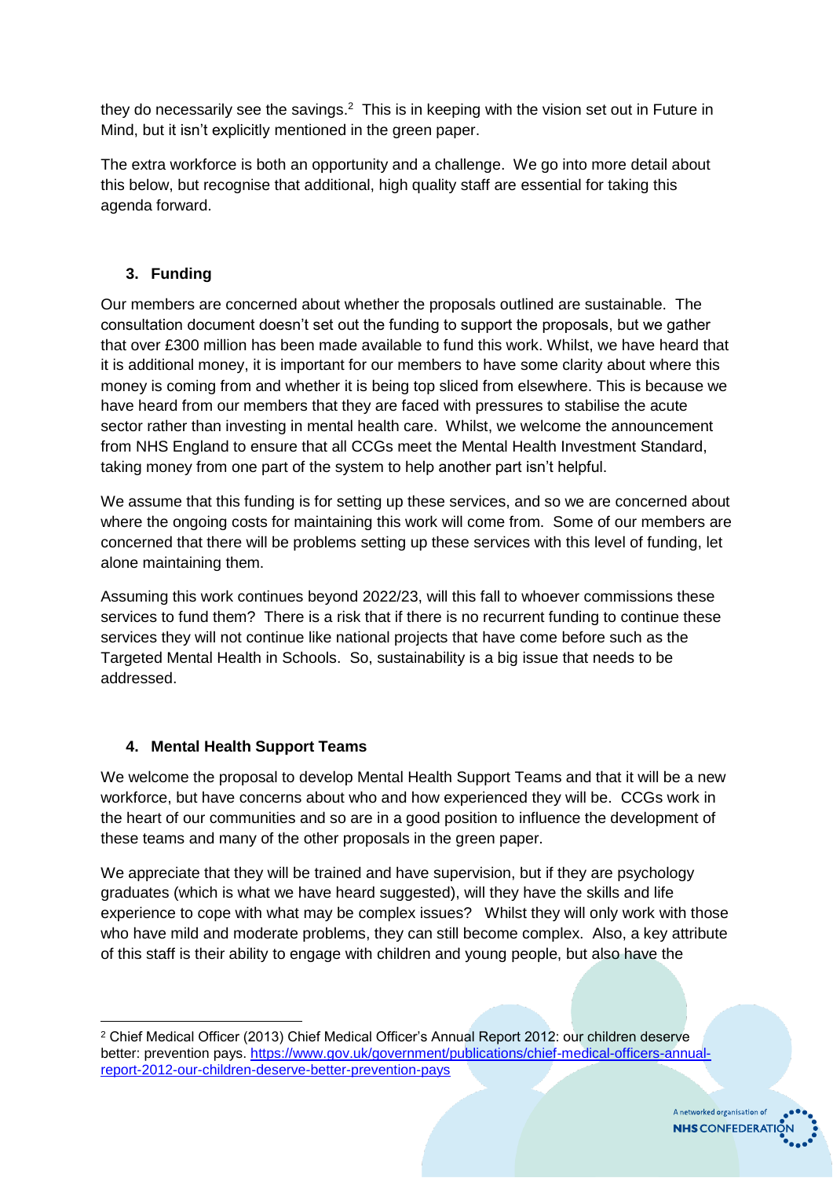they do necessarily see the savings.[2] This is in keeping with the vision set out in Future in Mind, but it isn't explicitly mentioned in the green paper.

The extra workforce is both an opportunity and a challenge. We go into more detail about this below, but recognise that additional, high quality staff are essential for taking this agenda forward.

### 3. Funding

Our members are concerned about whether the proposals outlined are sustainable. The consultation document doesn't set out the funding to support the proposals, but we gather that over £300 million has been made available to fund this work. Whilst, we have heard that it is additional money, it is important for our members to have some clarity about where this money is coming from and whether it is being top sliced from elsewhere. This is because we have heard from our members that they are faced with pressures to stabilise the acute sector rather than investing in mental health care. Whilst, we welcome the announcement from NHS England to ensure that all CCGs meet the Mental Health Investment Standard, taking money from one part of the system to help another part isn't helpful.

We assume that this funding is for setting up these services, and so we are concerned about where the ongoing costs for maintaining this work will come from. Some of our members are concerned that there will be problems setting up these services with this level of funding, let alone maintaining them.

Assuming this work continues beyond 2022/23, will this fall to whoever commissions these services to fund them? There is a risk that if there is no recurrent funding to continue these services they will not continue like national projects that have come before such as the Targeted Mental Health in Schools. So, sustainability is a big issue that needs to be addressed.

### 4. Mental Health Support Teams

We welcome the proposal to develop Mental Health Support Teams and that it will be a new workforce, but have concerns about who and how experienced they will be. CCGs work in the heart of our communities and so are in a good position to influence the development of these teams and many of the other proposals in the green paper.

We appreciate that they will be trained and have supervision, but if they are psychology graduates (which is what we have heard suggested), will they have the skills and life experience to cope with what may be complex issues? Whilst they will only work with those who have mild and moderate problems, they can still become complex. Also, a key attribute of this staff is their ability to engage with children and young people, but also have the

[2] Chief Medical Officer (2013) Chief Medical Officer's Annual Report 2012: our children deserve better: prevention pays. https://www.gov.uk/government/publications/chief-medical-officers-annual-report-2012-our-children-deserve-better-prevention-pays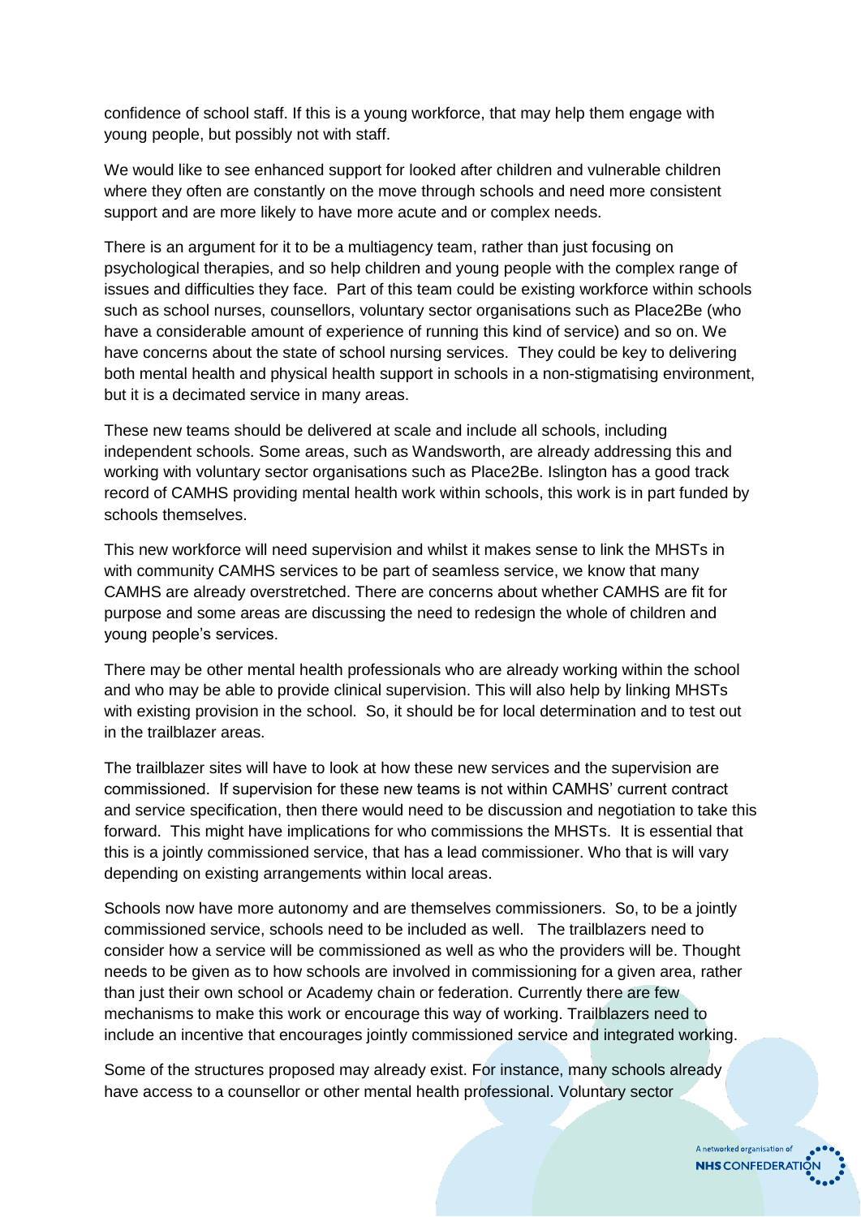confidence of school staff. If this is a young workforce, that may help them engage with young people, but possibly not with staff.

We would like to see enhanced support for looked after children and vulnerable children where they often are constantly on the move through schools and need more consistent support and are more likely to have more acute and or complex needs.

There is an argument for it to be a multiagency team, rather than just focusing on psychological therapies, and so help children and young people with the complex range of issues and difficulties they face. Part of this team could be existing workforce within schools such as school nurses, counsellors, voluntary sector organisations such as Place2Be (who have a considerable amount of experience of running this kind of service) and so on. We have concerns about the state of school nursing services. They could be key to delivering both mental health and physical health support in schools in a non-stigmatising environment, but it is a decimated service in many areas.

These new teams should be delivered at scale and include all schools, including independent schools. Some areas, such as Wandsworth, are already addressing this and working with voluntary sector organisations such as Place2Be. Islington has a good track record of CAMHS providing mental health work within schools, this work is in part funded by schools themselves.

This new workforce will need supervision and whilst it makes sense to link the MHSTs in with community CAMHS services to be part of seamless service, we know that many CAMHS are already overstretched. There are concerns about whether CAMHS are fit for purpose and some areas are discussing the need to redesign the whole of children and young people's services.

There may be other mental health professionals who are already working within the school and who may be able to provide clinical supervision. This will also help by linking MHSTs with existing provision in the school. So, it should be for local determination and to test out in the trailblazer areas.

The trailblazer sites will have to look at how these new services and the supervision are commissioned. If supervision for these new teams is not within CAMHS' current contract and service specification, then there would need to be discussion and negotiation to take this forward. This might have implications for who commissions the MHSTs. It is essential that this is a jointly commissioned service, that has a lead commissioner. Who that is will vary depending on existing arrangements within local areas.

Schools now have more autonomy and are themselves commissioners. So, to be a jointly commissioned service, schools need to be included as well. The trailblazers need to consider how a service will be commissioned as well as who the providers will be. Thought needs to be given as to how schools are involved in commissioning for a given area, rather than just their own school or Academy chain or federation. Currently there are few mechanisms to make this work or encourage this way of working. Trailblazers need to include an incentive that encourages jointly commissioned service and integrated working.

Some of the structures proposed may already exist. For instance, many schools already have access to a counsellor or other mental health professional. Voluntary sector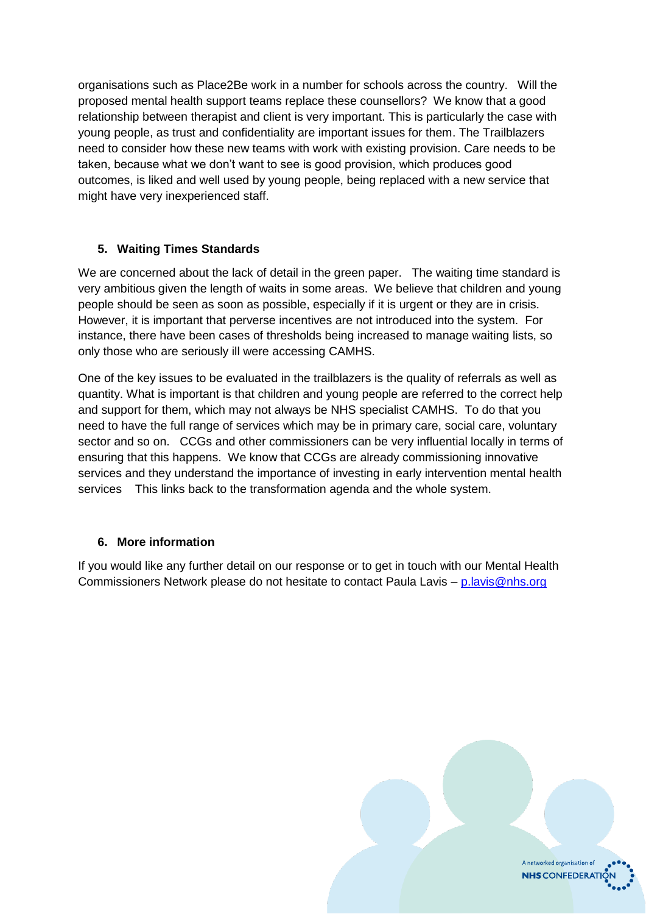organisations such as Place2Be work in a number for schools across the country. Will the proposed mental health support teams replace these counsellors? We know that a good relationship between therapist and client is very important. This is particularly the case with young people, as trust and confidentiality are important issues for them. The Trailblazers need to consider how these new teams with work with existing provision. Care needs to be taken, because what we don't want to see is good provision, which produces good outcomes, is liked and well used by young people, being replaced with a new service that might have very inexperienced staff.

## 5. Waiting Times Standards

We are concerned about the lack of detail in the green paper. The waiting time standard is very ambitious given the length of waits in some areas. We believe that children and young people should be seen as soon as possible, especially if it is urgent or they are in crisis. However, it is important that perverse incentives are not introduced into the system. For instance, there have been cases of thresholds being increased to manage waiting lists, so only those who are seriously ill were accessing CAMHS.

One of the key issues to be evaluated in the trailblazers is the quality of referrals as well as quantity. What is important is that children and young people are referred to the correct help and support for them, which may not always be NHS specialist CAMHS. To do that you need to have the full range of services which may be in primary care, social care, voluntary sector and so on. CCGs and other commissioners can be very influential locally in terms of ensuring that this happens. We know that CCGs are already commissioning innovative services and they understand the importance of investing in early intervention mental health services This links back to the transformation agenda and the whole system.

## 6. More information

If you would like any further detail on our response or to get in touch with our Mental Health Commissioners Network please do not hesitate to contact Paula Lavis – p.lavis@nhs.org